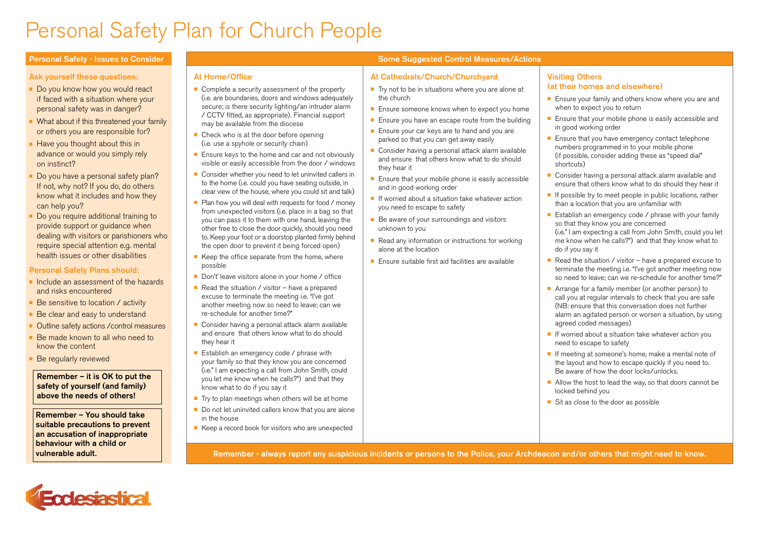# Personal Safety Plan for Church People

## Personal Safety - Issues to Consider

### Ask yourself these questions:

- Do you know how you would react if faced with a situation where your personal safety was in danger?
- What about if this threatened your family or others you are responsible for?
- Have you thought about this in advance or would you simply rely on instinct?
- Do you have a personal safety plan? If not, why not? If you do, do others know what it includes and how they can help you?
- Do you require additional training to provide support or guidance when dealing with visitors or parishioners who require special attention e.g. mental health issues or other disabilities

### Personal Safety Plans should:

- Include an assessment of the hazards and risks encountered
- Be sensitive to location / activity
- Be clear and easy to understand
- Outline safety actions /control measures
- Be made known to all who need to know the content
- Be regularly reviewed

**Remember – it is OK to put the safety of yourself (and family) above the needs of others!**

**Remember – You should take suitable precautions to prevent an accusation of inappropriate behaviour with a child or vulnerable adult.**

## Some Suggested Control Measures/Actions

### At Home/Office

- Complete a security assessment of the property (i.e. are boundaries, doors and windows adequately secure; is there security lighting/an intruder alarm / CCTV fitted, as appropriate). Financial support may be available from the diocese
- Check who is at the door before opening (i.e. use a spyhole or security chain)
- Ensure keys to the home and car and not obviously visible or easily accessible from the door / windows
- Consider whether you need to let uninvited callers in to the home (i.e. could you have seating outside, in clear view of the house, where you could sit and talk)
- Plan how you will deal with requests for food / money from unexpected visitors (i.e. place in a bag so that you can pass it to them with one hand, leaving the other free to close the door quickly, should you need to. Keep your foot or a doorstop planted firmly behind the open door to prevent it being forced open)
- Keep the office separate from the home, where possible
- Don't' leave visitors alone in your home / office
- Read the situation / visitor – have a prepared excuse to terminate the meeting i.e. "I've got another meeting now so need to leave; can we re-schedule for another time?"
- Consider having a personal attack alarm available and ensure that others know what to do should they hear it
- Establish an emergency code / phrase with your family so that they know you are concerned (i.e." I am expecting a call from John Smith, could you let me know when he calls?") and that they know what to do if you say it
- Try to plan meetings when others will be at home
- Do not let uninvited callers know that you are alone in the house
- Keep a record book for visitors who are unexpected

### At Cathedrals/Church/Churchyard

- Try not to be in situations where you are alone at the church
- Ensure someone knows when to expect you home
- Ensure you have an escape route from the building
- Ensure your car keys are to hand and you are parked so that you can get away easily
- Consider having a personal attack alarm available and ensure that others know what to do should they hear it
- Ensure that your mobile phone is easily accessible and in good working order
- If worried about a situation take whatever action you need to escape to safety
- Be aware of your surroundings and visitors unknown to you
- Read any information or instructions for working alone at the location
- Ensure suitable first aid facilities are available

### Visiting Others (at their homes and elsewhere)

- Ensure your family and others know where you are and when to expect you to return
- Ensure that your mobile phone is easily accessible and in good working order
- Ensure that you have emergency contact telephone numbers programmed in to your mobile phone (if possible, consider adding these as "speed dial" shortcuts)
- Consider having a personal attack alarm available and ensure that others know what to do should they hear it
- If possible try to meet people in public locations, rather than a location that you are unfamiliar with
- Establish an emergency code / phrase with your family so that they know you are concerned (i.e." I am expecting a call from John Smith, could you let me know when he calls?") and that they know what to do if you say it
- Read the situation / visitor – have a prepared excuse to terminate the meeting i.e. "I've got another meeting now so need to leave; can we re-schedule for another time?"
- Arrange for a family member (or another person) to call you at regular intervals to check that you are safe (NB: ensure that this conversation does not further alarm an agitated person or worsen a situation, by using agreed coded messages)
- If worried about a situation take whatever action you need to escape to safety
- If meeting at someone's home, make a mental note of the layout and how to escape quickly if you need to. Be aware of how the door locks/unlocks.
- Allow the host to lead the way, so that doors cannot be locked behind you
- Sit as close to the door as possible

**Remember - always report any suspicious incidents or persons to the Police, your Archdeacon and/or others that might need to know.**

Ecclesiastical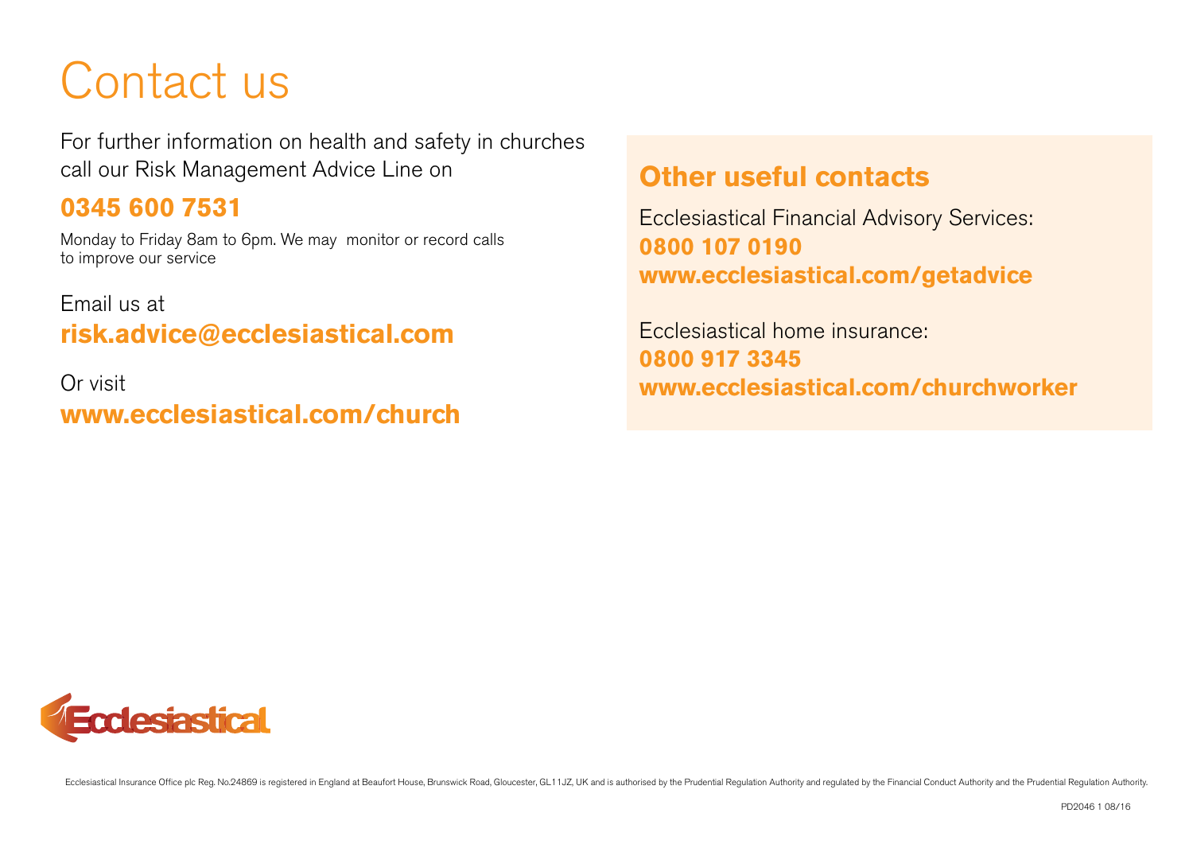# Contact us

For further information on health and safety in churches call our Risk Management Advice Line on

**0345 600 7531**

Monday to Friday 8am to 6pm. We may monitor or record calls to improve our service

Email us at
**risk.advice@ecclesiastical.com**

Or visit
**www.ecclesiastical.com/church**

## Other useful contacts

Ecclesiastical Financial Advisory Services:
**0800 107 0190**
**www.ecclesiastical.com/getadvice**

Ecclesiastical home insurance:
**0800 917 3345**
**www.ecclesiastical.com/churchworker**

Ecclesiastical Insurance Office plc Reg. No.24869 is registered in England at Beaufort House, Brunswick Road, Gloucester, GL1 1JZ, UK and is authorised by the Prudential Regulation Authority and regulated by the Financial Conduct Authority and the Prudential Regulation Authority.

PD2046 1 08/16